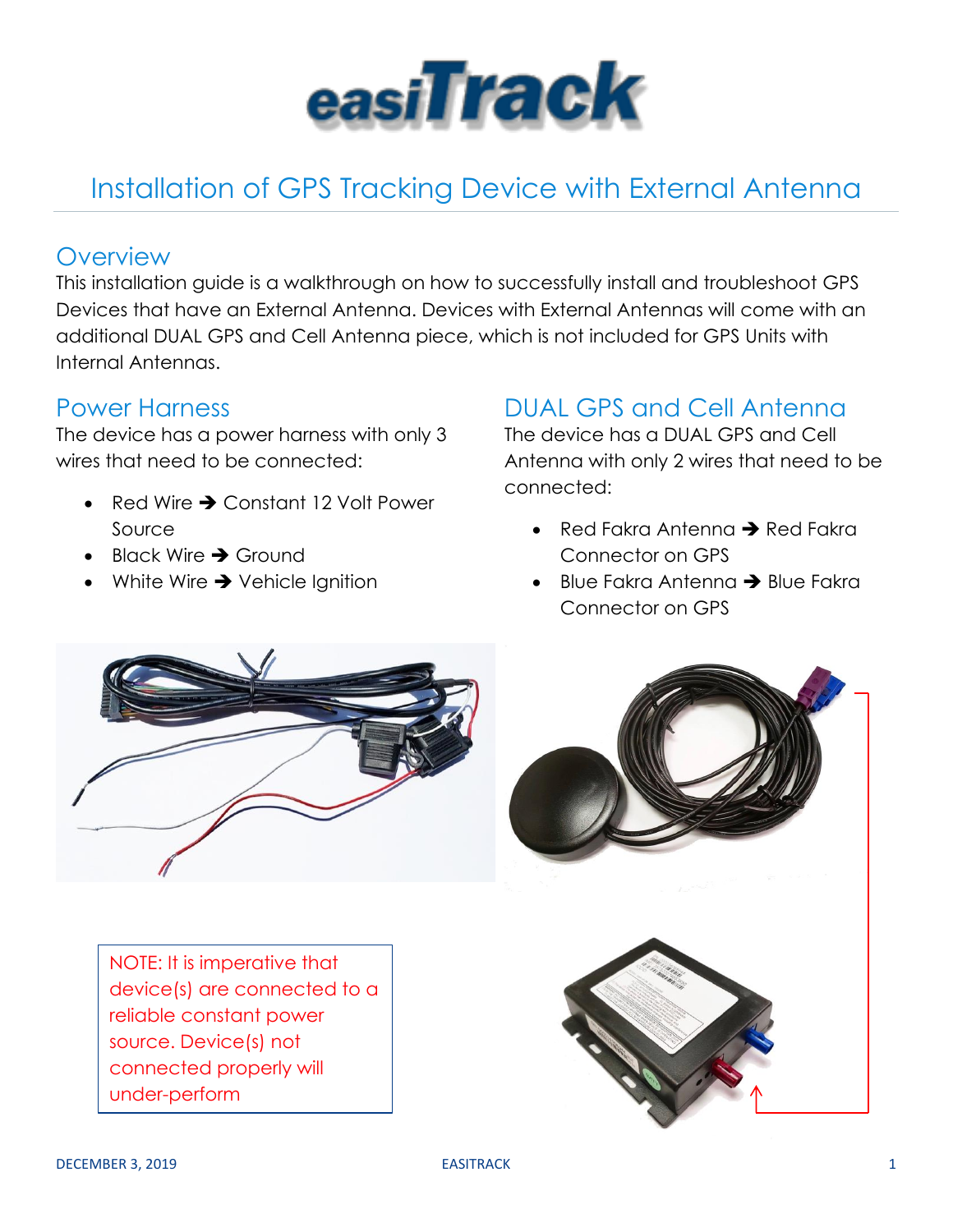# easiTrack

## Installation of GPS Tracking Device with External Antenna

### Overview

This installation guide is a walkthrough on how to successfully install and troubleshoot GPS Devices that have an External Antenna. Devices with External Antennas will come with an additional DUAL GPS and Cell Antenna piece, which is not included for GPS Units with Internal Antennas.

### Power Harness

The device has a power harness with only 3 wires that need to be connected:

- Red Wire ➔ Constant 12 Volt Power Source
- Black Wire ➔ Ground
- White Wire ➔ Vehicle Ignition

### DUAL GPS and Cell Antenna

The device has a DUAL GPS and Cell Antenna with only 2 wires that need to be connected:

- Red Fakra Antenna ➔ Red Fakra Connector on GPS
- Blue Fakra Antenna ➔ Blue Fakra Connector on GPS

NOTE: It is imperative that device(s) are connected to a reliable constant power source. Device(s) not connected properly will under-perform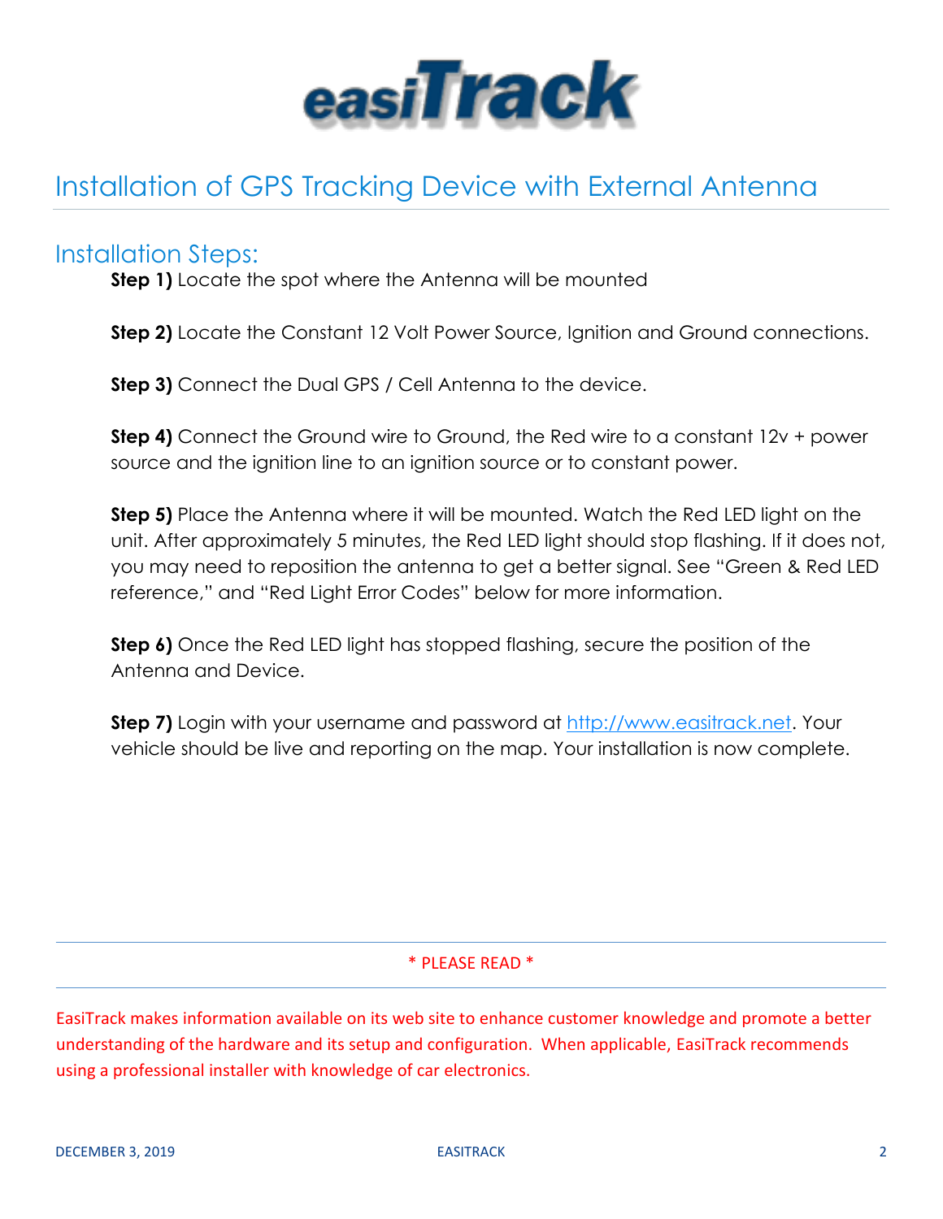# easiTrack

## Installation of GPS Tracking Device with External Antenna

### Installation Steps:

**Step 1)** Locate the spot where the Antenna will be mounted

**Step 2)** Locate the Constant 12 Volt Power Source, Ignition and Ground connections.

**Step 3)** Connect the Dual GPS / Cell Antenna to the device.

**Step 4)** Connect the Ground wire to Ground, the Red wire to a constant 12v + power source and the ignition line to an ignition source or to constant power.

**Step 5)** Place the Antenna where it will be mounted. Watch the Red LED light on the unit. After approximately 5 minutes, the Red LED light should stop flashing. If it does not, you may need to reposition the antenna to get a better signal. See "Green & Red LED reference," and "Red Light Error Codes" below for more information.

**Step 6)** Once the Red LED light has stopped flashing, secure the position of the Antenna and Device.

**Step 7)** Login with your username and password at [http://www.easitrack.net](http://www.easitrack.net). Your vehicle should be live and reporting on the map. Your installation is now complete.

---

\* PLEASE READ \*

---

EasiTrack makes information available on its web site to enhance customer knowledge and promote a better understanding of the hardware and its setup and configuration. When applicable, EasiTrack recommends using a professional installer with knowledge of car electronics.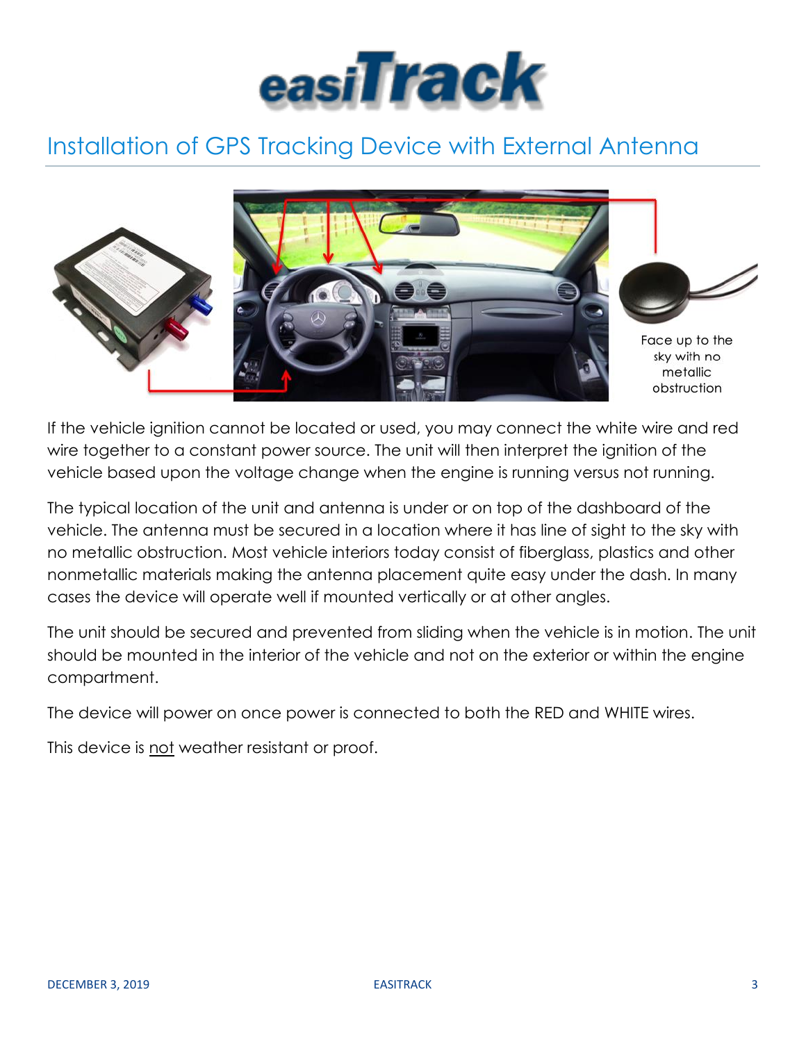# easiTrack

## Installation of GPS Tracking Device with External Antenna

Face up to the sky with no metallic obstruction

If the vehicle ignition cannot be located or used, you may connect the white wire and red wire together to a constant power source. The unit will then interpret the ignition of the vehicle based upon the voltage change when the engine is running versus not running.

The typical location of the unit and antenna is under or on top of the dashboard of the vehicle. The antenna must be secured in a location where it has line of sight to the sky with no metallic obstruction. Most vehicle interiors today consist of fiberglass, plastics and other nonmetallic materials making the antenna placement quite easy under the dash. In many cases the device will operate well if mounted vertically or at other angles.

The unit should be secured and prevented from sliding when the vehicle is in motion. The unit should be mounted in the interior of the vehicle and not on the exterior or within the engine compartment.

The device will power on once power is connected to both the RED and WHITE wires.

This device is <u>not</u> weather resistant or proof.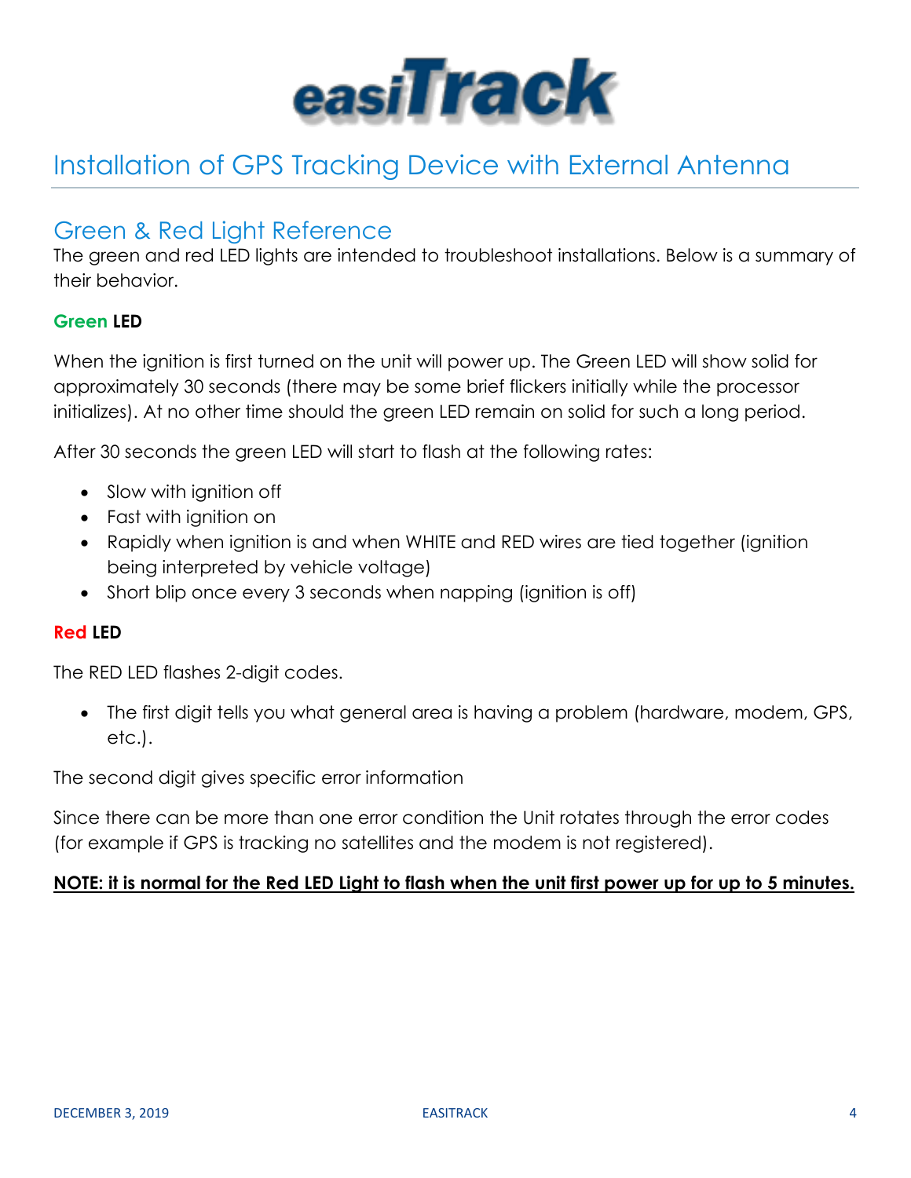# Installation of GPS Tracking Device with External Antenna

## Green & Red Light Reference

The green and red LED lights are intended to troubleshoot installations. Below is a summary of their behavior.

**Green LED**

When the ignition is first turned on the unit will power up. The Green LED will show solid for approximately 30 seconds (there may be some brief flickers initially while the processor initializes). At no other time should the green LED remain on solid for such a long period.

After 30 seconds the green LED will start to flash at the following rates:

- Slow with ignition off
- Fast with ignition on
- Rapidly when ignition is and when WHITE and RED wires are tied together (ignition being interpreted by vehicle voltage)
- Short blip once every 3 seconds when napping (ignition is off)

**Red LED**

The RED LED flashes 2-digit codes.

- The first digit tells you what general area is having a problem (hardware, modem, GPS, etc.).

The second digit gives specific error information

Since there can be more than one error condition the Unit rotates through the error codes (for example if GPS is tracking no satellites and the modem is not registered).

<u>**NOTE: it is normal for the Red LED Light to flash when the unit first power up for up to 5 minutes.**</u>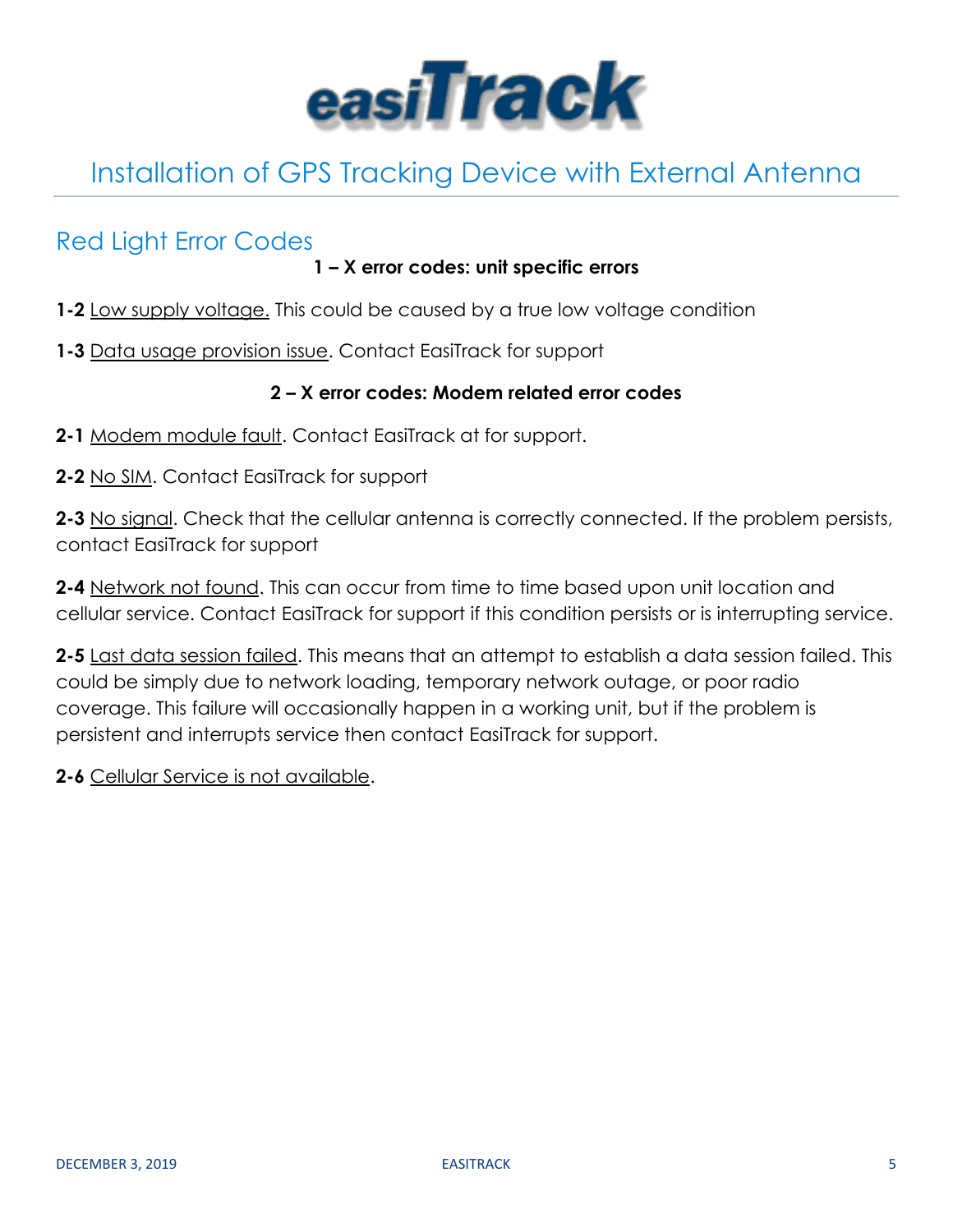# Installation of GPS Tracking Device with External Antenna

## Red Light Error Codes

**1 – X error codes: unit specific errors**

**1-2** Low supply voltage. This could be caused by a true low voltage condition

**1-3** Data usage provision issue. Contact EasiTrack for support

**2 – X error codes: Modem related error codes**

**2-1** Modem module fault. Contact EasiTrack at for support.

**2-2** No SIM. Contact EasiTrack for support

**2-3** No signal. Check that the cellular antenna is correctly connected. If the problem persists, contact EasiTrack for support

**2-4** Network not found. This can occur from time to time based upon unit location and cellular service. Contact EasiTrack for support if this condition persists or is interrupting service.

**2-5** Last data session failed. This means that an attempt to establish a data session failed. This could be simply due to network loading, temporary network outage, or poor radio coverage. This failure will occasionally happen in a working unit, but if the problem is persistent and interrupts service then contact EasiTrack for support.

**2-6** Cellular Service is not available.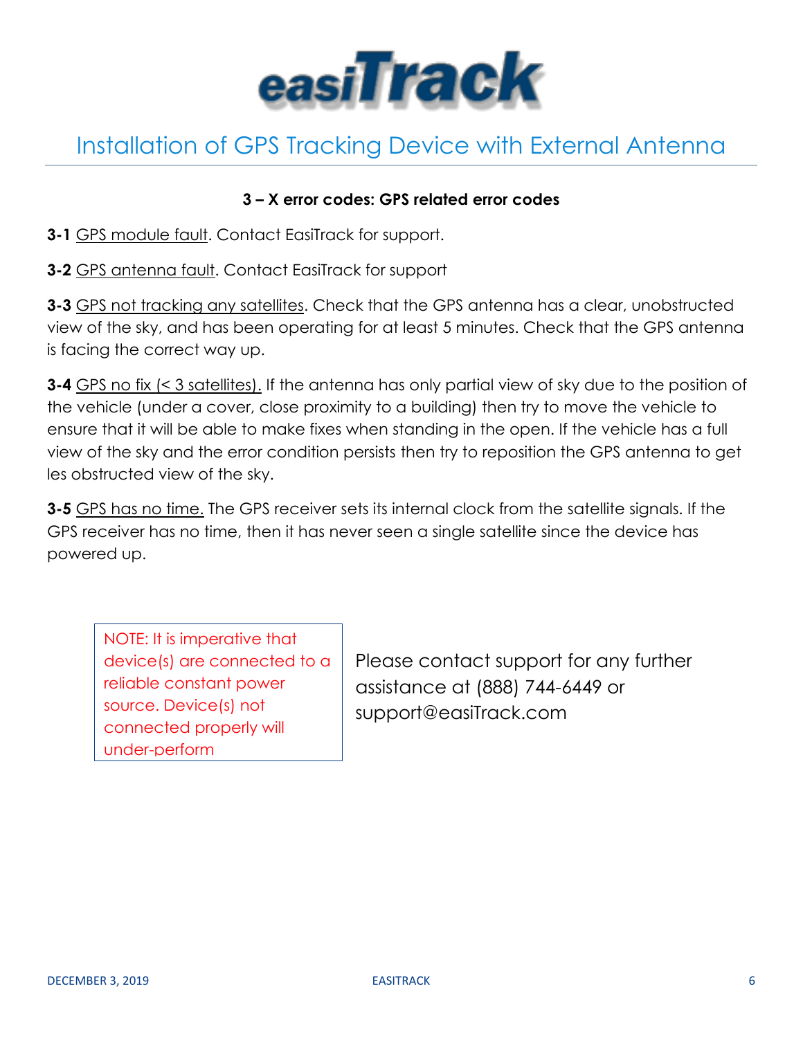# easiTrack

## Installation of GPS Tracking Device with External Antenna

**3 – X error codes: GPS related error codes**

**3-1** GPS module fault. Contact EasiTrack for support.

**3-2** GPS antenna fault. Contact EasiTrack for support

**3-3** GPS not tracking any satellites. Check that the GPS antenna has a clear, unobstructed view of the sky, and has been operating for at least 5 minutes. Check that the GPS antenna is facing the correct way up.

**3-4** GPS no fix (< 3 satellites). If the antenna has only partial view of sky due to the position of the vehicle (under a cover, close proximity to a building) then try to move the vehicle to ensure that it will be able to make fixes when standing in the open. If the vehicle has a full view of the sky and the error condition persists then try to reposition the GPS antenna to get les obstructed view of the sky.

**3-5** GPS has no time. The GPS receiver sets its internal clock from the satellite signals. If the GPS receiver has no time, then it has never seen a single satellite since the device has powered up.

NOTE: It is imperative that device(s) are connected to a reliable constant power source. Device(s) not connected properly will under-perform

Please contact support for any further assistance at (888) 744-6449 or support@easiTrack.com